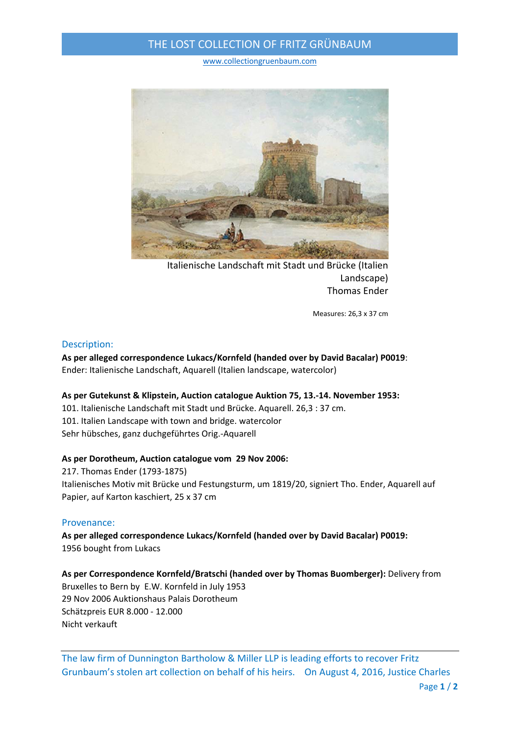# THE LOST COLLECTION OF FRITZ GRÜNBAUM

www.collectiongruenbaum.com

Italienische Landschaft mit Stadt und Brücke (Italien Landscape)
Thomas Ender

Measures: 26,3 x 37 cm

## Description:

**As per alleged correspondence Lukacs/Kornfeld (handed over by David Bacalar) P0019**:
Ender: Italienische Landschaft, Aquarell (Italien landscape, watercolor)

**As per Gutekunst & Klipstein, Auction catalogue Auktion 75, 13.-14. November 1953:**
101. Italienische Landschaft mit Stadt und Brücke. Aquarell. 26,3 : 37 cm.
101. Italien Landscape with town and bridge. watercolor
Sehr hübsches, ganz duchgeführtes Orig.-Aquarell

**As per Dorotheum, Auction catalogue vom 29 Nov 2006:**
217. Thomas Ender (1793-1875)
Italienisches Motiv mit Brücke und Festungsturm, um 1819/20, signiert Tho. Ender, Aquarell auf Papier, auf Karton kaschiert, 25 x 37 cm

## Provenance:

**As per alleged correspondence Lukacs/Kornfeld (handed over by David Bacalar) P0019:**
1956 bought from Lukacs

**As per Correspondence Kornfeld/Bratschi (handed over by Thomas Buomberger):** Delivery from Bruxelles to Bern by E.W. Kornfeld in July 1953
29 Nov 2006 Auktionshaus Palais Dorotheum
Schätzpreis EUR 8.000 - 12.000
Nicht verkauft

The law firm of Dunnington Bartholow & Miller LLP is leading efforts to recover Fritz Grunbaum's stolen art collection on behalf of his heirs. On August 4, 2016, Justice Charles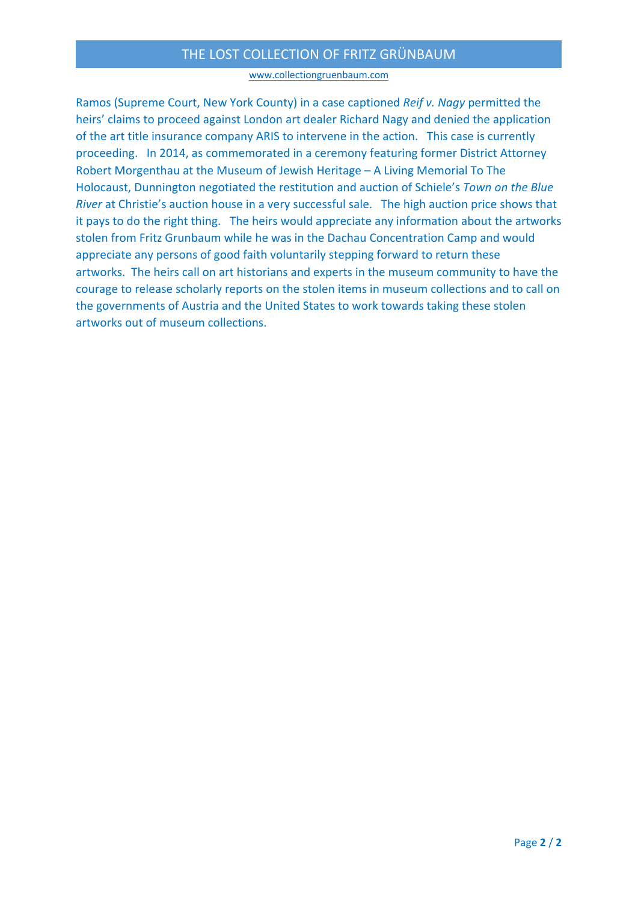Ramos (Supreme Court, New York County) in a case captioned *Reif v. Nagy* permitted the heirs' claims to proceed against London art dealer Richard Nagy and denied the application of the art title insurance company ARIS to intervene in the action. This case is currently proceeding. In 2014, as commemorated in a ceremony featuring former District Attorney Robert Morgenthau at the Museum of Jewish Heritage – A Living Memorial To The Holocaust, Dunnington negotiated the restitution and auction of Schiele's *Town on the Blue River* at Christie's auction house in a very successful sale. The high auction price shows that it pays to do the right thing. The heirs would appreciate any information about the artworks stolen from Fritz Grunbaum while he was in the Dachau Concentration Camp and would appreciate any persons of good faith voluntarily stepping forward to return these artworks. The heirs call on art historians and experts in the museum community to have the courage to release scholarly reports on the stolen items in museum collections and to call on the governments of Austria and the United States to work towards taking these stolen artworks out of museum collections.